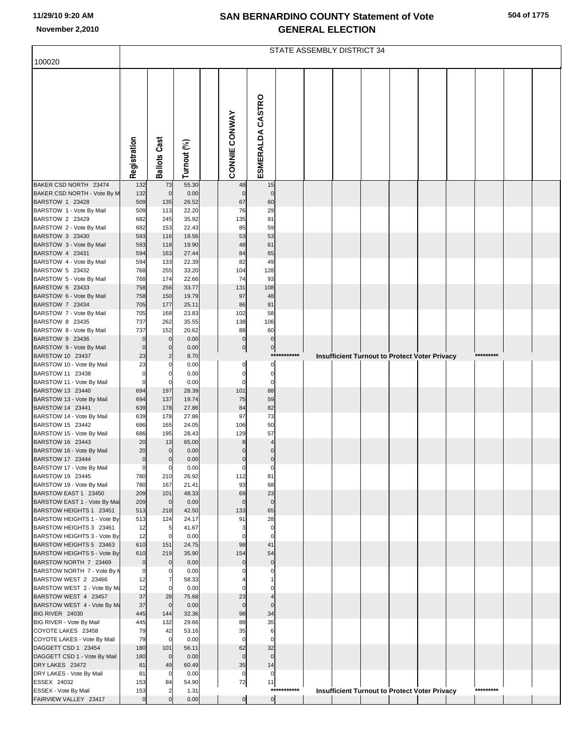# SAN BERNARDINO COUNTY Statement of Vote
## GENERAL ELECTION

11/29/10 9:20 AM

November 2,2010

100020

STATE ASSEMBLY DISTRICT 34

| | Registration | Ballots Cast | Turnout (%) | CONNIE CONWAY | ESMERALDA CASTRO |
|---|---|---|---|---|---|
| BAKER CSD NORTH 23474 | 132 | 73 | 55.30 | 48 | 15 |
| BAKER CSD NORTH - Vote By M | 132 | 0 | 0.00 | 0 | 0 |
| BARSTOW 1 23428 | 509 | 135 | 26.52 | 67 | 60 |
| BARSTOW 1 - Vote By Mail | 509 | 113 | 22.20 | 76 | 29 |
| BARSTOW 2 23429 | 682 | 245 | 35.92 | 135 | 91 |
| BARSTOW 2 - Vote By Mail | 682 | 153 | 22.43 | 85 | 59 |
| BARSTOW 3 23430 | 593 | 116 | 19.56 | 53 | 53 |
| BARSTOW 3 - Vote By Mail | 593 | 118 | 19.90 | 48 | 61 |
| BARSTOW 4 23431 | 594 | 163 | 27.44 | 84 | 65 |
| BARSTOW 4 - Vote By Mail | 594 | 133 | 22.39 | 82 | 49 |
| BARSTOW 5 23432 | 768 | 255 | 33.20 | 104 | 128 |
| BARSTOW 5 - Vote By Mail | 768 | 174 | 22.66 | 74 | 93 |
| BARSTOW 6 23433 | 758 | 256 | 33.77 | 131 | 108 |
| BARSTOW 6 - Vote By Mail | 758 | 150 | 19.79 | 97 | 48 |
| BARSTOW 7 23434 | 705 | 177 | 25.11 | 86 | 81 |
| BARSTOW 7 - Vote By Mail | 705 | 168 | 23.83 | 102 | 58 |
| BARSTOW 8 23435 | 737 | 262 | 35.55 | 138 | 106 |
| BARSTOW 8 - Vote By Mail | 737 | 152 | 20.62 | 88 | 60 |
| BARSTOW 9 23436 | 0 | 0 | 0.00 | 0 | 0 |
| BARSTOW 9 - Vote By Mail | 0 | 0 | 0.00 | 0 | 0 |
| BARSTOW 10 23437 | 23 | 2 | 8.70 | *********** Insufficient Turnout to Protect Voter Privacy ********* | |
| BARSTOW 10 - Vote By Mail | 23 | 0 | 0.00 | 0 | 0 |
| BARSTOW 11 23438 | 0 | 0 | 0.00 | 0 | 0 |
| BARSTOW 11 - Vote By Mail | 0 | 0 | 0.00 | 0 | 0 |
| BARSTOW 13 23440 | 694 | 197 | 28.39 | 101 | 88 |
| BARSTOW 13 - Vote By Mail | 694 | 137 | 19.74 | 75 | 59 |
| BARSTOW 14 23441 | 639 | 178 | 27.86 | 84 | 82 |
| BARSTOW 14 - Vote By Mail | 639 | 178 | 27.86 | 97 | 73 |
| BARSTOW 15 23442 | 686 | 165 | 24.05 | 106 | 50 |
| BARSTOW 15 - Vote By Mail | 686 | 195 | 28.43 | 129 | 57 |
| BARSTOW 16 23443 | 20 | 13 | 65.00 | 8 | 4 |
| BARSTOW 16 - Vote By Mail | 20 | 0 | 0.00 | 0 | 0 |
| BARSTOW 17 23444 | 0 | 0 | 0.00 | 0 | 0 |
| BARSTOW 17 - Vote By Mail | 0 | 0 | 0.00 | 0 | 0 |
| BARSTOW 19 23445 | 780 | 210 | 26.92 | 112 | 81 |
| BARSTOW 19 - Vote By Mail | 780 | 167 | 21.41 | 93 | 68 |
| BARSTOW EAST 1 23450 | 209 | 101 | 48.33 | 69 | 23 |
| BARSTOW EAST 1 - Vote By Mai | 209 | 0 | 0.00 | 0 | 0 |
| BARSTOW HEIGHTS 1 23451 | 513 | 218 | 42.50 | 133 | 65 |
| BARSTOW HEIGHTS 1 - Vote By | 513 | 124 | 24.17 | 91 | 28 |
| BARSTOW HEIGHTS 3 23461 | 12 | 5 | 41.67 | 3 | 0 |
| BARSTOW HEIGHTS 3 - Vote By | 12 | 0 | 0.00 | 0 | 0 |
| BARSTOW HEIGHTS 5 23463 | 610 | 151 | 24.75 | 98 | 41 |
| BARSTOW HEIGHTS 5 - Vote By | 610 | 219 | 35.90 | 154 | 54 |
| BARSTOW NORTH 7 23469 | 0 | 0 | 0.00 | 0 | 0 |
| BARSTOW NORTH 7 - Vote By M | 0 | 0 | 0.00 | 0 | 0 |
| BARSTOW WEST 2 23466 | 12 | 7 | 58.33 | 4 | 1 |
| BARSTOW WEST 2 - Vote By Ma | 12 | 0 | 0.00 | 0 | 0 |
| BARSTOW WEST 4 23457 | 37 | 28 | 75.68 | 23 | 4 |
| BARSTOW WEST 4 - Vote By Ma | 37 | 0 | 0.00 | 0 | 0 |
| BIG RIVER 24030 | 445 | 144 | 32.36 | 98 | 34 |
| BIG RIVER - Vote By Mail | 445 | 132 | 29.66 | 88 | 35 |
| COYOTE LAKES 23458 | 79 | 42 | 53.16 | 35 | 6 |
| COYOTE LAKES - Vote By Mail | 79 | 0 | 0.00 | 0 | 0 |
| DAGGETT CSD 1 23454 | 180 | 101 | 56.11 | 62 | 32 |
| DAGGETT CSD 1 - Vote By Mail | 180 | 0 | 0.00 | 0 | 0 |
| DRY LAKES 23472 | 81 | 49 | 60.49 | 35 | 14 |
| DRY LAKES - Vote By Mail | 81 | 0 | 0.00 | 0 | 0 |
| ESSEX 24032 | 153 | 84 | 54.90 | 72 | 11 |
| ESSEX - Vote By Mail | 153 | 2 | 1.31 | *********** Insufficient Turnout to Protect Voter Privacy ********* | |
| FAIRVIEW VALLEY 23417 | 0 | 0 | 0.00 | 0 | 0 |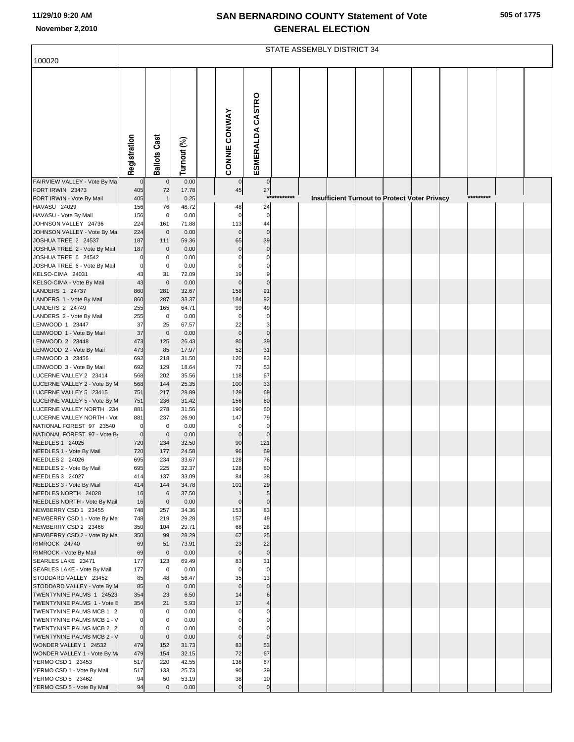# SAN BERNARDINO COUNTY Statement of Vote
## GENERAL ELECTION

11/29/10 9:20 AM
November 2,2010

100020

STATE ASSEMBLY DISTRICT 34

| | Registration | Ballots Cast | Turnout (%) | CONNIE CONWAY | ESMERALDA CASTRO |
|---|---|---|---|---|---|
| FAIRVIEW VALLEY - Vote By Ma | 0 | 0 | 0.00 | 0 | 0 |
| FORT IRWIN 23473 | 405 | 72 | 17.78 | 45 | 27 |
| FORT IRWIN - Vote By Mail | 405 | 1 | 0.25 | *********** Insufficient Turnout to Protect Voter Privacy ********* | |
| HAVASU 24029 | 156 | 76 | 48.72 | 48 | 24 |
| HAVASU - Vote By Mail | 156 | 0 | 0.00 | 0 | 0 |
| JOHNSON VALLEY 24736 | 224 | 161 | 71.88 | 113 | 44 |
| JOHNSON VALLEY - Vote By Ma | 224 | 0 | 0.00 | 0 | 0 |
| JOSHUA TREE 2 24537 | 187 | 111 | 59.36 | 65 | 39 |
| JOSHUA TREE 2 - Vote By Mail | 187 | 0 | 0.00 | 0 | 0 |
| JOSHUA TREE 6 24542 | 0 | 0 | 0.00 | 0 | 0 |
| JOSHUA TREE 6 - Vote By Mail | 0 | 0 | 0.00 | 0 | 0 |
| KELSO-CIMA 24031 | 43 | 31 | 72.09 | 19 | 9 |
| KELSO-CIMA - Vote By Mail | 43 | 0 | 0.00 | 0 | 0 |
| LANDERS 1 24737 | 860 | 281 | 32.67 | 158 | 91 |
| LANDERS 1 - Vote By Mail | 860 | 287 | 33.37 | 184 | 92 |
| LANDERS 2 24749 | 255 | 165 | 64.71 | 99 | 49 |
| LANDERS 2 - Vote By Mail | 255 | 0 | 0.00 | 0 | 0 |
| LENWOOD 1 23447 | 37 | 25 | 67.57 | 22 | 3 |
| LENWOOD 1 - Vote By Mail | 37 | 0 | 0.00 | 0 | 0 |
| LENWOOD 2 23448 | 473 | 125 | 26.43 | 80 | 39 |
| LENWOOD 2 - Vote By Mail | 473 | 85 | 17.97 | 52 | 31 |
| LENWOOD 3 23456 | 692 | 218 | 31.50 | 120 | 83 |
| LENWOOD 3 - Vote By Mail | 692 | 129 | 18.64 | 72 | 53 |
| LUCERNE VALLEY 2 23414 | 568 | 202 | 35.56 | 118 | 67 |
| LUCERNE VALLEY 2 - Vote By M | 568 | 144 | 25.35 | 100 | 33 |
| LUCERNE VALLEY 5 23415 | 751 | 217 | 28.89 | 129 | 69 |
| LUCERNE VALLEY 5 - Vote By M | 751 | 236 | 31.42 | 156 | 60 |
| LUCERNE VALLEY NORTH 234 | 881 | 278 | 31.56 | 190 | 60 |
| LUCERNE VALLEY NORTH - Vot | 881 | 237 | 26.90 | 147 | 79 |
| NATIONAL FOREST 97 23540 | 0 | 0 | 0.00 | 0 | 0 |
| NATIONAL FOREST 97 - Vote By | 0 | 0 | 0.00 | 0 | 0 |
| NEEDLES 1 24025 | 720 | 234 | 32.50 | 90 | 121 |
| NEEDLES 1 - Vote By Mail | 720 | 177 | 24.58 | 96 | 69 |
| NEEDLES 2 24026 | 695 | 234 | 33.67 | 128 | 76 |
| NEEDLES 2 - Vote By Mail | 695 | 225 | 32.37 | 128 | 80 |
| NEEDLES 3 24027 | 414 | 137 | 33.09 | 84 | 38 |
| NEEDLES 3 - Vote By Mail | 414 | 144 | 34.78 | 101 | 29 |
| NEEDLES NORTH 24028 | 16 | 6 | 37.50 | 1 | 5 |
| NEEDLES NORTH - Vote By Mail | 16 | 0 | 0.00 | 0 | 0 |
| NEWBERRY CSD 1 23455 | 748 | 257 | 34.36 | 153 | 83 |
| NEWBERRY CSD 1 - Vote By Ma | 748 | 219 | 29.28 | 157 | 49 |
| NEWBERRY CSD 2 23468 | 350 | 104 | 29.71 | 68 | 28 |
| NEWBERRY CSD 2 - Vote By Ma | 350 | 99 | 28.29 | 67 | 25 |
| RIMROCK 24740 | 69 | 51 | 73.91 | 23 | 22 |
| RIMROCK - Vote By Mail | 69 | 0 | 0.00 | 0 | 0 |
| SEARLES LAKE 23471 | 177 | 123 | 69.49 | 83 | 31 |
| SEARLES LAKE - Vote By Mail | 177 | 0 | 0.00 | 0 | 0 |
| STODDARD VALLEY 23452 | 85 | 48 | 56.47 | 35 | 13 |
| STODDARD VALLEY - Vote By M | 85 | 0 | 0.00 | 0 | 0 |
| TWENTYNINE PALMS 1 24523 | 354 | 23 | 6.50 | 14 | 6 |
| TWENTYNINE PALMS 1 - Vote E | 354 | 21 | 5.93 | 17 | 4 |
| TWENTYNINE PALMS MCB 1 2 | 0 | 0 | 0.00 | 0 | 0 |
| TWENTYNINE PALMS MCB 1 - V | 0 | 0 | 0.00 | 0 | 0 |
| TWENTYNINE PALMS MCB 2 2 | 0 | 0 | 0.00 | 0 | 0 |
| TWENTYNINE PALMS MCB 2 - V | 0 | 0 | 0.00 | 0 | 0 |
| WONDER VALLEY 1 24532 | 479 | 152 | 31.73 | 83 | 53 |
| WONDER VALLEY 1 - Vote By M | 479 | 154 | 32.15 | 72 | 67 |
| YERMO CSD 1 23453 | 517 | 220 | 42.55 | 136 | 67 |
| YERMO CSD 1 - Vote By Mail | 517 | 133 | 25.73 | 90 | 39 |
| YERMO CSD 5 23462 | 94 | 50 | 53.19 | 38 | 10 |
| YERMO CSD 5 - Vote By Mail | 94 | 0 | 0.00 | 0 | 0 |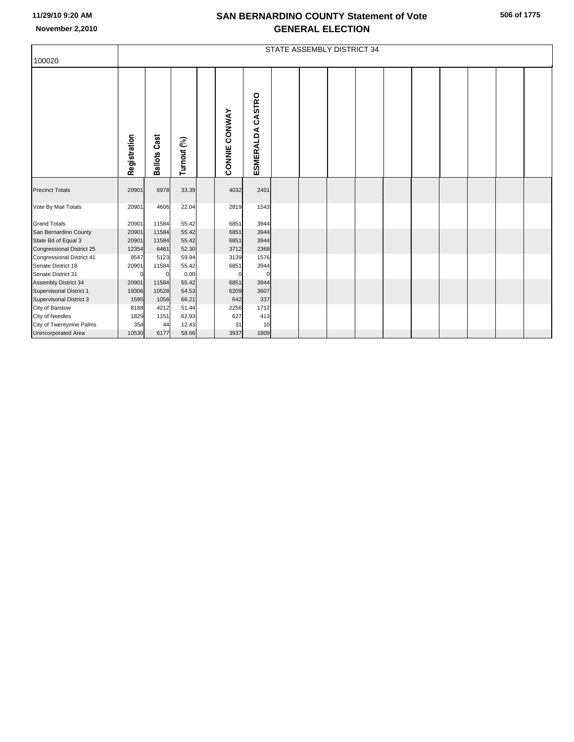# SAN BERNARDINO COUNTY Statement of Vote
## GENERAL ELECTION

11/29/10 9:20 AM

November 2,2010

| 100020 | STATE ASSEMBLY DISTRICT 34 | | | | | |
|---|---|---|---|---|---|---|
| | Registration | Ballots Cast | Turnout (%) | | CONNIE CONWAY | ESMERALDA CASTRO |
| Precinct Totals | 20901 | 6978 | 33.39 | | 4032 | 2401 |
| Vote By Mail Totals | 20901 | 4606 | 22.04 | | 2819 | 1543 |
| Grand Totals | 20901 | 11584 | 55.42 | | 6851 | 3944 |
| San Bernardino County | 20901 | 11584 | 55.42 | | 6851 | 3944 |
| State Bd of Equal 3 | 20901 | 11584 | 55.42 | | 6851 | 3944 |
| Congressional District 25 | 12354 | 6461 | 52.30 | | 3712 | 2368 |
| Congressional District 41 | 8547 | 5123 | 59.94 | | 3139 | 1576 |
| Senate District 18 | 20901 | 11584 | 55.42 | | 6851 | 3944 |
| Senate District 31 | 0 | 0 | 0.00 | | 0 | 0 |
| Assembly District 34 | 20901 | 11584 | 55.42 | | 6851 | 3944 |
| Supervisorial District 1 | 19306 | 10528 | 54.53 | | 6209 | 3607 |
| Supervisorial District 3 | 1595 | 1056 | 66.21 | | 642 | 337 |
| City of Barstow | 8188 | 4212 | 51.44 | | 2256 | 1712 |
| City of Needles | 1829 | 1151 | 62.93 | | 627 | 413 |
| City of Twentynine Palms | 354 | 44 | 12.43 | | 31 | 10 |
| Unincorporated Area | 10530 | 6177 | 58.66 | | 3937 | 1809 |